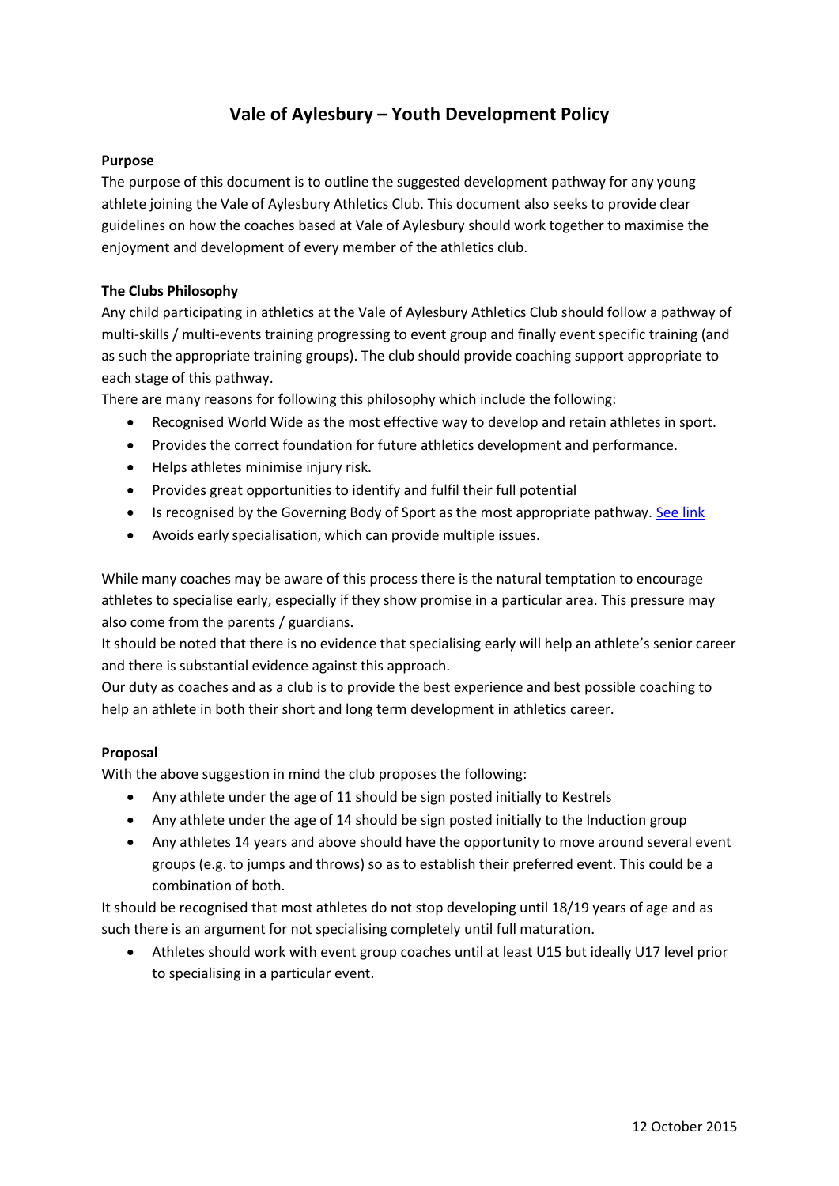# Vale of Aylesbury – Youth Development Policy

**Purpose**

The purpose of this document is to outline the suggested development pathway for any young athlete joining the Vale of Aylesbury Athletics Club. This document also seeks to provide clear guidelines on how the coaches based at Vale of Aylesbury should work together to maximise the enjoyment and development of every member of the athletics club.

**The Clubs Philosophy**

Any child participating in athletics at the Vale of Aylesbury Athletics Club should follow a pathway of multi-skills / multi-events training progressing to event group and finally event specific training (and as such the appropriate training groups). The club should provide coaching support appropriate to each stage of this pathway.

There are many reasons for following this philosophy which include the following:

- Recognised World Wide as the most effective way to develop and retain athletes in sport.
- Provides the correct foundation for future athletics development and performance.
- Helps athletes minimise injury risk.
- Provides great opportunities to identify and fulfil their full potential
- Is recognised by the Governing Body of Sport as the most appropriate pathway. See link
- Avoids early specialisation, which can provide multiple issues.

While many coaches may be aware of this process there is the natural temptation to encourage athletes to specialise early, especially if they show promise in a particular area. This pressure may also come from the parents / guardians.

It should be noted that there is no evidence that specialising early will help an athlete's senior career and there is substantial evidence against this approach.

Our duty as coaches and as a club is to provide the best experience and best possible coaching to help an athlete in both their short and long term development in athletics career.

**Proposal**

With the above suggestion in mind the club proposes the following:

- Any athlete under the age of 11 should be sign posted initially to Kestrels
- Any athlete under the age of 14 should be sign posted initially to the Induction group
- Any athletes 14 years and above should have the opportunity to move around several event groups (e.g. to jumps and throws) so as to establish their preferred event. This could be a combination of both.

It should be recognised that most athletes do not stop developing until 18/19 years of age and as such there is an argument for not specialising completely until full maturation.

- Athletes should work with event group coaches until at least U15 but ideally U17 level prior to specialising in a particular event.

12 October 2015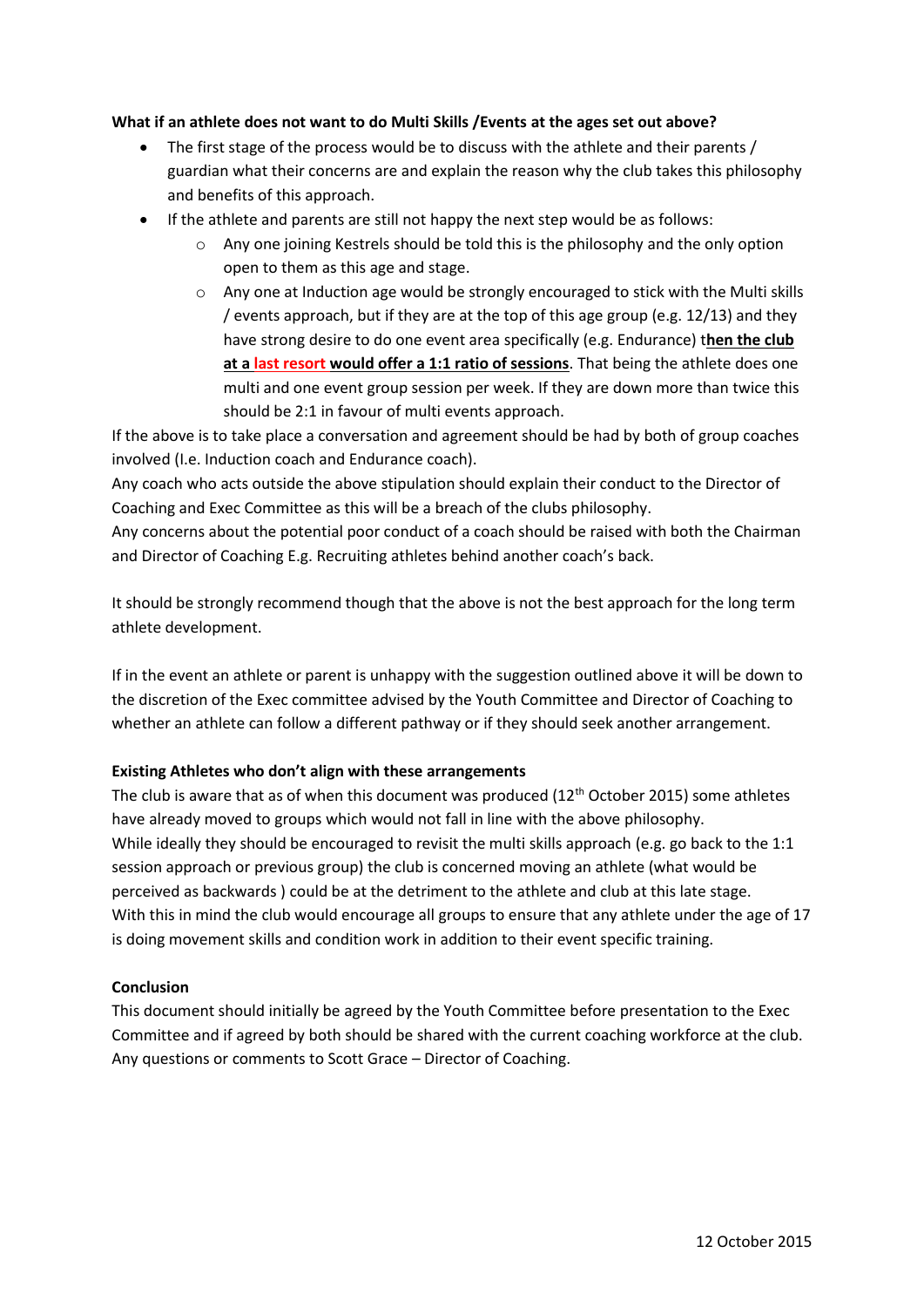**What if an athlete does not want to do Multi Skills /Events at the ages set out above?**

- The first stage of the process would be to discuss with the athlete and their parents / guardian what their concerns are and explain the reason why the club takes this philosophy and benefits of this approach.
- If the athlete and parents are still not happy the next step would be as follows:
  - Any one joining Kestrels should be told this is the philosophy and the only option open to them as this age and stage.
  - Any one at Induction age would be strongly encouraged to stick with the Multi skills / events approach, but if they are at the top of this age group (e.g. 12/13) and they have strong desire to do one event area specifically (e.g. Endurance) t**hen the club at a last resort would offer a 1:1 ratio of sessions**. That being the athlete does one multi and one event group session per week. If they are down more than twice this should be 2:1 in favour of multi events approach.

If the above is to take place a conversation and agreement should be had by both of group coaches involved (I.e. Induction coach and Endurance coach).

Any coach who acts outside the above stipulation should explain their conduct to the Director of Coaching and Exec Committee as this will be a breach of the clubs philosophy.

Any concerns about the potential poor conduct of a coach should be raised with both the Chairman and Director of Coaching E.g. Recruiting athletes behind another coach's back.

It should be strongly recommend though that the above is not the best approach for the long term athlete development.

If in the event an athlete or parent is unhappy with the suggestion outlined above it will be down to the discretion of the Exec committee advised by the Youth Committee and Director of Coaching to whether an athlete can follow a different pathway or if they should seek another arrangement.

**Existing Athletes who don't align with these arrangements**

The club is aware that as of when this document was produced (12th October 2015) some athletes have already moved to groups which would not fall in line with the above philosophy.

While ideally they should be encouraged to revisit the multi skills approach (e.g. go back to the 1:1 session approach or previous group) the club is concerned moving an athlete (what would be perceived as backwards ) could be at the detriment to the athlete and club at this late stage.

With this in mind the club would encourage all groups to ensure that any athlete under the age of 17 is doing movement skills and condition work in addition to their event specific training.

**Conclusion**

This document should initially be agreed by the Youth Committee before presentation to the Exec Committee and if agreed by both should be shared with the current coaching workforce at the club. Any questions or comments to Scott Grace – Director of Coaching.

12 October 2015